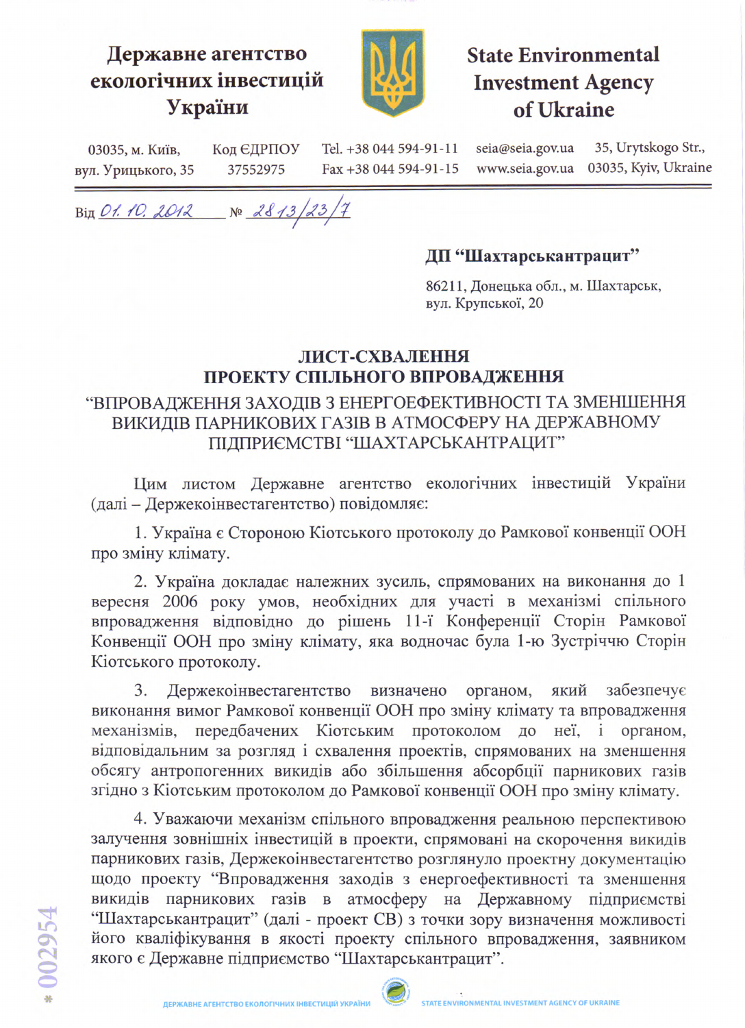**Державне агентство екологічних інвестицій України**

**State Environmental Investment Agency of Ukraine**

03035, м. Київ, вул. Урицького, 35 | Код ЄДРПОУ 37552975 | Tel. +38 044 594-91-11 Fax +38 044 594-91-15 | seia@seia.gov.ua www.seia.gov.ua | 35, Urytskogo Str., 03035, Kyiv, Ukraine

Від 01.10.2012 № 2813/23/7

**ДП "Шахтарськантрацит"**

86211, Донецька обл., м. Шахтарськ,
вул. Крупської, 20

## ЛИСТ-СХВАЛЕННЯ ПРОЕКТУ СПІЛЬНОГО ВПРОВАДЖЕННЯ

### "ВПРОВАДЖЕННЯ ЗАХОДІВ З ЕНЕРГОЕФЕКТИВНОСТІ ТА ЗМЕНШЕННЯ ВИКИДІВ ПАРНИКОВИХ ГАЗІВ В АТМОСФЕРУ НА ДЕРЖАВНОМУ ПІДПРИЄМСТВІ "ШАХТАРСЬКАНТРАЦИТ"

Цим листом Державне агентство екологічних інвестицій України (далі – Держекоінвестагентство) повідомляє:

1. Україна є Стороною Кіотського протоколу до Рамкової конвенції ООН про зміну клімату.

2. Україна докладає належних зусиль, спрямованих на виконання до 1 вересня 2006 року умов, необхідних для участі в механізмі спільного впровадження відповідно до рішень 11-ї Конференції Сторін Рамкової Конвенції ООН про зміну клімату, яка водночас була 1-ю Зустріччю Сторін Кіотського протоколу.

3. Держекоінвестагентство визначено органом, який забезпечує виконання вимог Рамкової конвенції ООН про зміну клімату та впровадження механізмів, передбачених Кіотським протоколом до неї, і органом, відповідальним за розгляд і схвалення проектів, спрямованих на зменшення обсягу антропогенних викидів або збільшення абсорбції парникових газів згідно з Кіотським протоколом до Рамкової конвенції ООН про зміну клімату.

4. Уважаючи механізм спільного впровадження реальною перспективою залучення зовнішніх інвестицій в проекти, спрямовані на скорочення викидів парникових газів, Держекоінвестагентство розглянуло проектну документацію щодо проекту "Впровадження заходів з енергоефективності та зменшення викидів парникових газів в атмосферу на Державному підприємстві "Шахтарськантрацит" (далі - проект СВ) з точки зору визначення можливості його кваліфікування в якості проекту спільного впровадження, заявником якого є Державне підприємство "Шахтарськантрацит".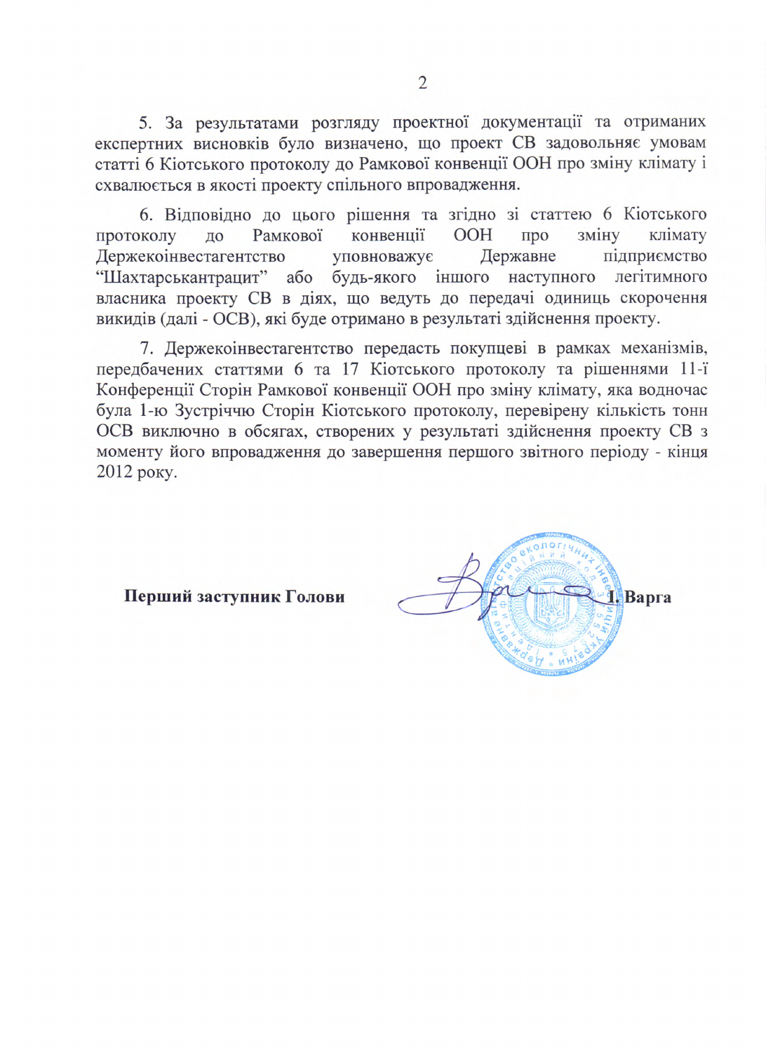5. За результатами розгляду проектної документації та отриманих експертних висновків було визначено, що проект СВ задовольняє умовам статті 6 Кіотського протоколу до Рамкової конвенції ООН про зміну клімату і схвалюється в якості проекту спільного впровадження.

6. Відповідно до цього рішення та згідно зі статтею 6 Кіотського протоколу до Рамкової конвенції ООН про зміну клімату Держекоінвестагентство уповноважує Державне підприємство "Шахтарськантрацит" або будь-якого іншого наступного легітимного власника проекту СВ в діях, що ведуть до передачі одиниць скорочення викидів (далі - ОСВ), які буде отримано в результаті здійснення проекту.

7. Держекоінвестагентство передасть покупцеві в рамках механізмів, передбачених статтями 6 та 17 Кіотського протоколу та рішеннями 11-ї Конференції Сторін Рамкової конвенції ООН про зміну клімату, яка водночас була 1-ю Зустріччю Сторін Кіотського протоколу, перевірену кількість тонн ОСВ виключно в обсягах, створених у результаті здійснення проекту СВ з моменту його впровадження до завершення першого звітного періоду - кінця 2012 року.

**Перший заступник Голови** **І. Варга**